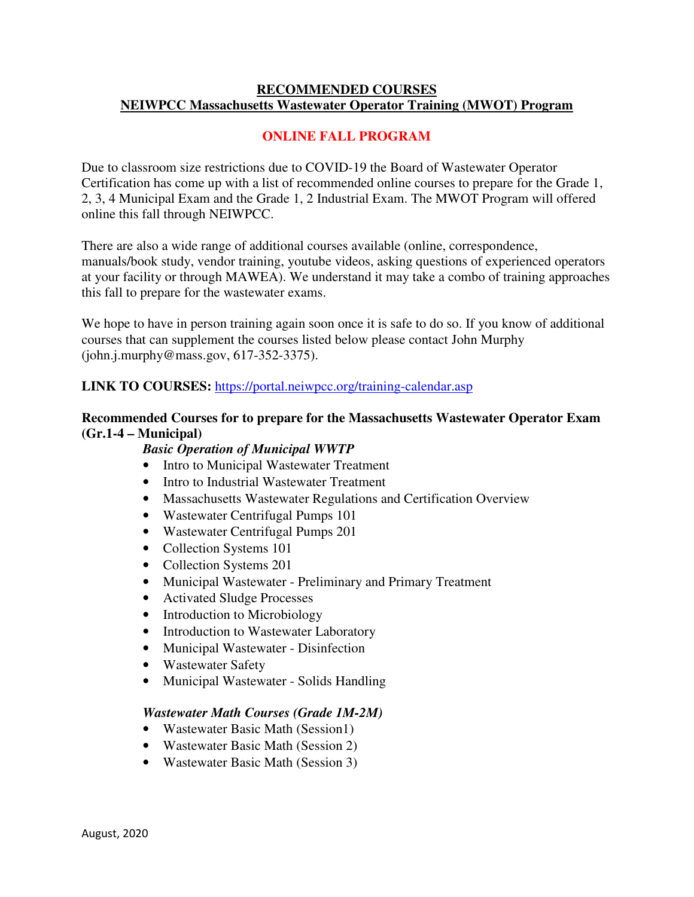# RECOMMENDED COURSES
## NEIWPCC Massachusetts Wastewater Operator Training (MWOT) Program

## ONLINE FALL PROGRAM

Due to classroom size restrictions due to COVID-19 the Board of Wastewater Operator Certification has come up with a list of recommended online courses to prepare for the Grade 1, 2, 3, 4 Municipal Exam and the Grade 1, 2 Industrial Exam. The MWOT Program will offered online this fall through NEIWPCC.

There are also a wide range of additional courses available (online, correspondence, manuals/book study, vendor training, youtube videos, asking questions of experienced operators at your facility or through MAWEA). We understand it may take a combo of training approaches this fall to prepare for the wastewater exams.

We hope to have in person training again soon once it is safe to do so. If you know of additional courses that can supplement the courses listed below please contact John Murphy (john.j.murphy@mass.gov, 617-352-3375).

**LINK TO COURSES:** https://portal.neiwpcc.org/training-calendar.asp

**Recommended Courses for to prepare for the Massachusetts Wastewater Operator Exam (Gr.1-4 – Municipal)**

***Basic Operation of Municipal WWTP***

- Intro to Municipal Wastewater Treatment
- Intro to Industrial Wastewater Treatment
- Massachusetts Wastewater Regulations and Certification Overview
- Wastewater Centrifugal Pumps 101
- Wastewater Centrifugal Pumps 201
- Collection Systems 101
- Collection Systems 201
- Municipal Wastewater - Preliminary and Primary Treatment
- Activated Sludge Processes
- Introduction to Microbiology
- Introduction to Wastewater Laboratory
- Municipal Wastewater - Disinfection
- Wastewater Safety
- Municipal Wastewater - Solids Handling

***Wastewater Math Courses (Grade 1M-2M)***

- Wastewater Basic Math (Session1)
- Wastewater Basic Math (Session 2)
- Wastewater Basic Math (Session 3)

August, 2020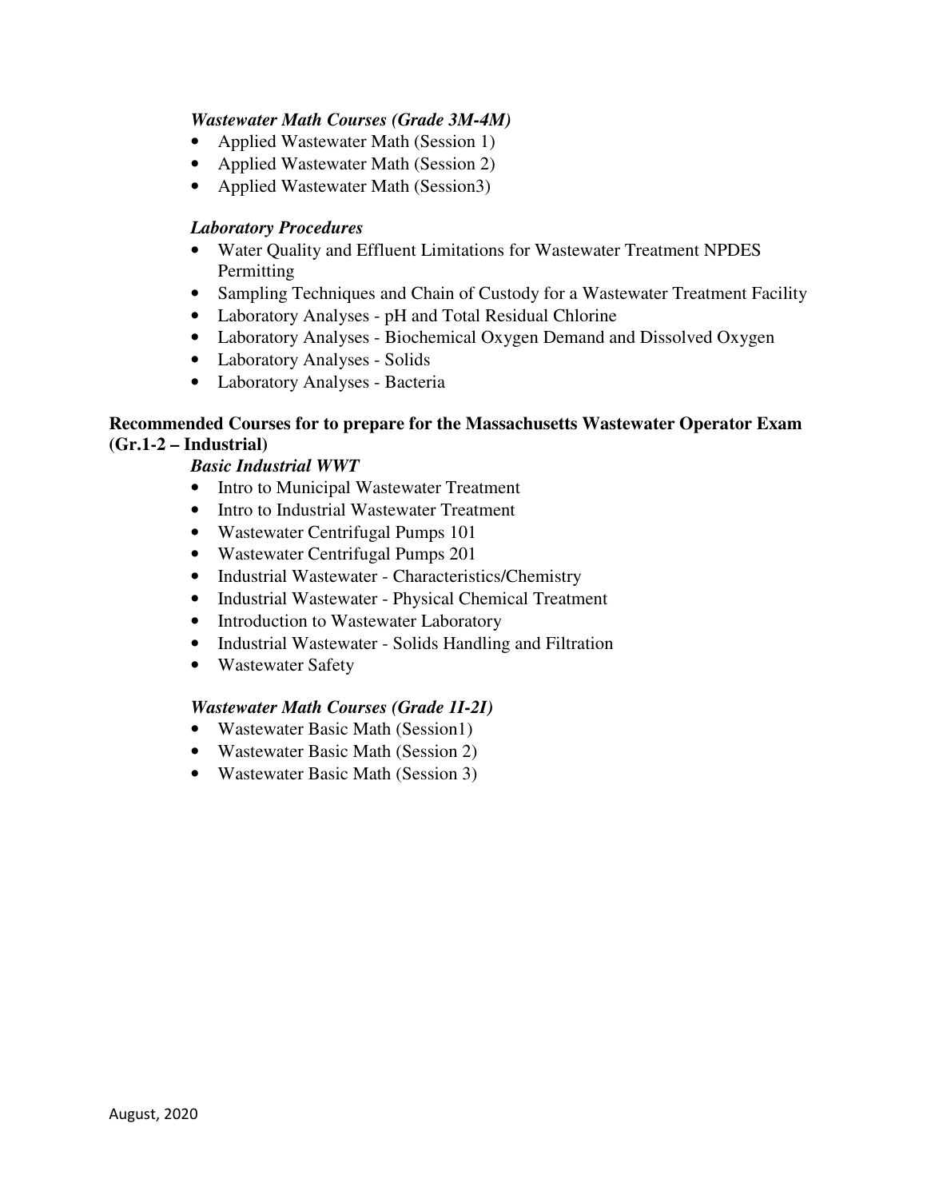### *Wastewater Math Courses (Grade 3M-4M)*

- Applied Wastewater Math (Session 1)
- Applied Wastewater Math (Session 2)
- Applied Wastewater Math (Session3)

### *Laboratory Procedures*

- Water Quality and Effluent Limitations for Wastewater Treatment NPDES Permitting
- Sampling Techniques and Chain of Custody for a Wastewater Treatment Facility
- Laboratory Analyses - pH and Total Residual Chlorine
- Laboratory Analyses - Biochemical Oxygen Demand and Dissolved Oxygen
- Laboratory Analyses - Solids
- Laboratory Analyses - Bacteria

## **Recommended Courses for to prepare for the Massachusetts Wastewater Operator Exam (Gr.1-2 – Industrial)**

### *Basic Industrial WWT*

- Intro to Municipal Wastewater Treatment
- Intro to Industrial Wastewater Treatment
- Wastewater Centrifugal Pumps 101
- Wastewater Centrifugal Pumps 201
- Industrial Wastewater - Characteristics/Chemistry
- Industrial Wastewater - Physical Chemical Treatment
- Introduction to Wastewater Laboratory
- Industrial Wastewater - Solids Handling and Filtration
- Wastewater Safety

### *Wastewater Math Courses (Grade 1I-2I)*

- Wastewater Basic Math (Session1)
- Wastewater Basic Math (Session 2)
- Wastewater Basic Math (Session 3)

August, 2020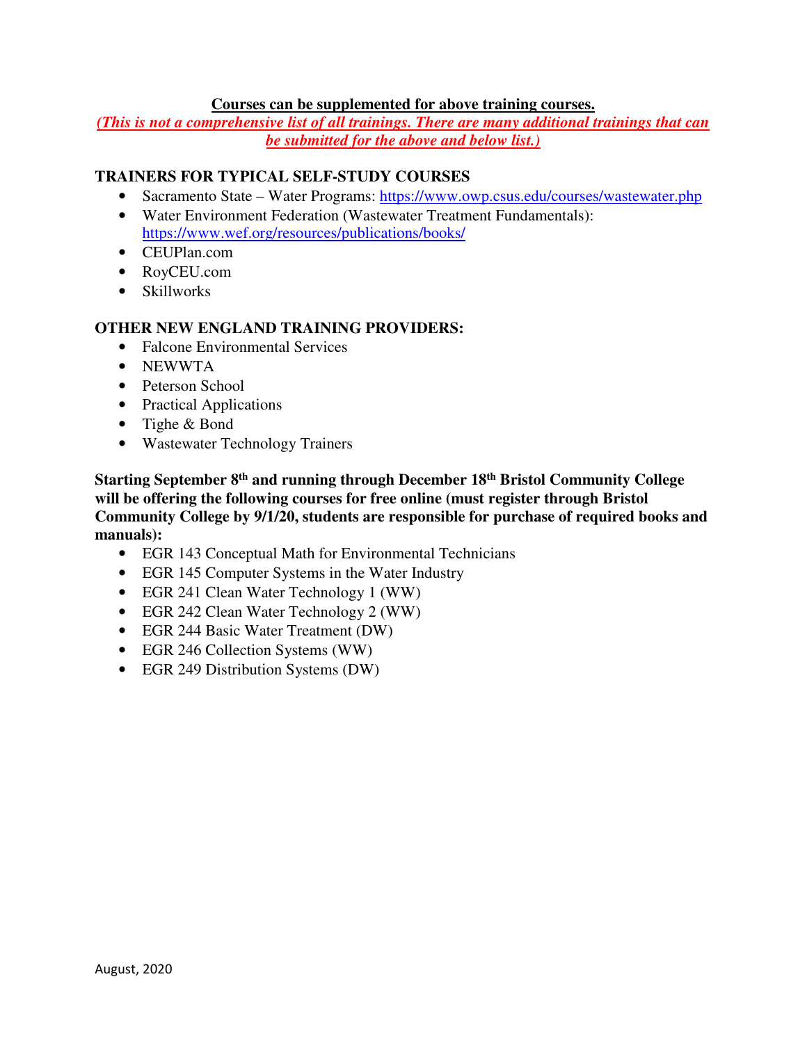**Courses can be supplemented for above training courses.**

***(This is not a comprehensive list of all trainings. There are many additional trainings that can be submitted for the above and below list.)***

### TRAINERS FOR TYPICAL SELF-STUDY COURSES

- Sacramento State – Water Programs: https://www.owp.csus.edu/courses/wastewater.php
- Water Environment Federation (Wastewater Treatment Fundamentals): https://www.wef.org/resources/publications/books/
- CEUPlan.com
- RoyCEU.com
- Skillworks

### OTHER NEW ENGLAND TRAINING PROVIDERS:

- Falcone Environmental Services
- NEWWTA
- Peterson School
- Practical Applications
- Tighe & Bond
- Wastewater Technology Trainers

**Starting September 8th and running through December 18th Bristol Community College will be offering the following courses for free online (must register through Bristol Community College by 9/1/20, students are responsible for purchase of required books and manuals):**

- EGR 143 Conceptual Math for Environmental Technicians
- EGR 145 Computer Systems in the Water Industry
- EGR 241 Clean Water Technology 1 (WW)
- EGR 242 Clean Water Technology 2 (WW)
- EGR 244 Basic Water Treatment (DW)
- EGR 246 Collection Systems (WW)
- EGR 249 Distribution Systems (DW)

August, 2020